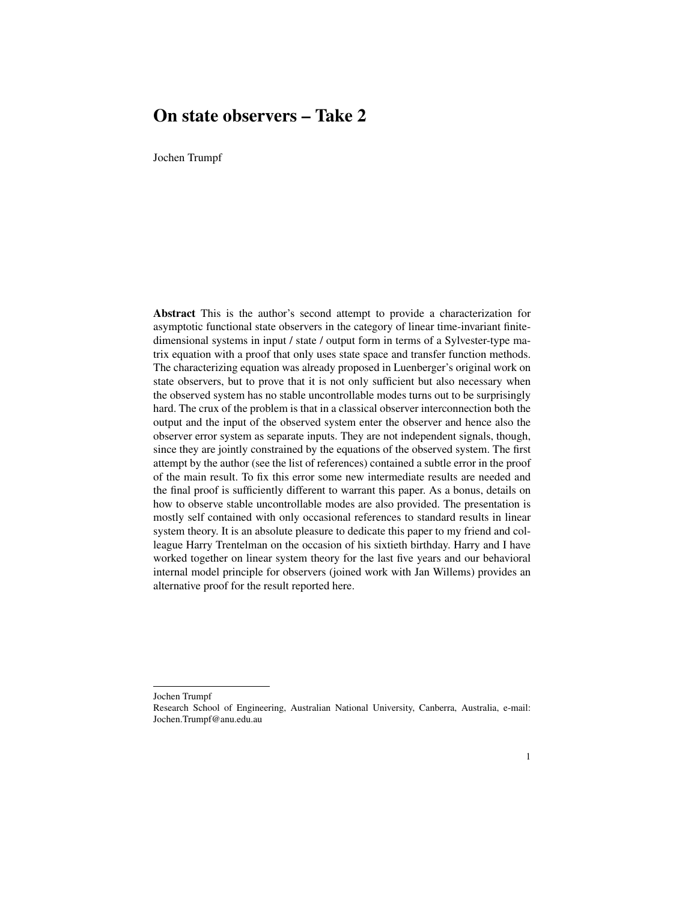# On state observers – Take 2

Jochen Trumpf

**Abstract** This is the author's second attempt to provide a characterization for asymptotic functional state observers in the category of linear time-invariant finite-dimensional systems in input / state / output form in terms of a Sylvester-type matrix equation with a proof that only uses state space and transfer function methods. The characterizing equation was already proposed in Luenberger's original work on state observers, but to prove that it is not only sufficient but also necessary when the observed system has no stable uncontrollable modes turns out to be surprisingly hard. The crux of the problem is that in a classical observer interconnection both the output and the input of the observed system enter the observer and hence also the observer error system as separate inputs. They are not independent signals, though, since they are jointly constrained by the equations of the observed system. The first attempt by the author (see the list of references) contained a subtle error in the proof of the main result. To fix this error some new intermediate results are needed and the final proof is sufficiently different to warrant this paper. As a bonus, details on how to observe stable uncontrollable modes are also provided. The presentation is mostly self contained with only occasional references to standard results in linear system theory. It is an absolute pleasure to dedicate this paper to my friend and colleague Harry Trentelman on the occasion of his sixtieth birthday. Harry and I have worked together on linear system theory for the last five years and our behavioral internal model principle for observers (joined work with Jan Willems) provides an alternative proof for the result reported here.

---

Jochen Trumpf
Research School of Engineering, Australian National University, Canberra, Australia, e-mail: Jochen.Trumpf@anu.edu.au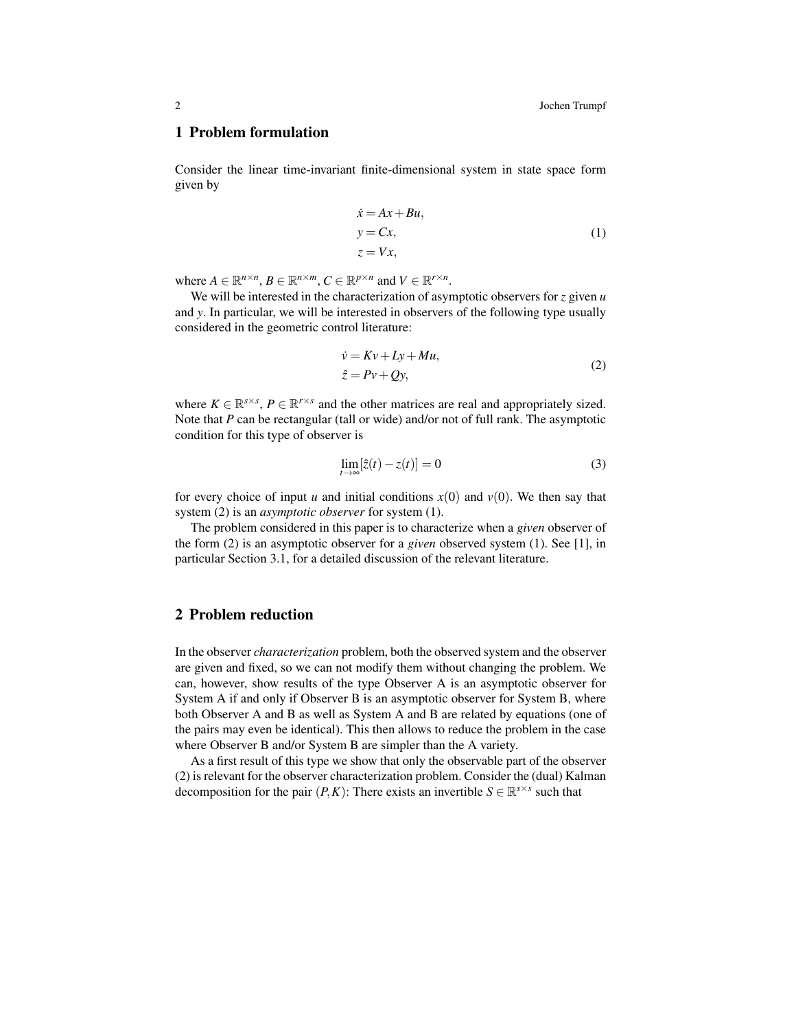## 1 Problem formulation

Consider the linear time-invariant finite-dimensional system in state space form given by

$$
\begin{aligned}
\dot{x} &= Ax + Bu, \\
y &= Cx, \\
z &= Vx,
\end{aligned} \tag{1}
$$

where $A \in \mathbb{R}^{n\times n}$, $B \in \mathbb{R}^{n\times m}$, $C \in \mathbb{R}^{p\times n}$ and $V \in \mathbb{R}^{r\times n}$.

We will be interested in the characterization of asymptotic observers for $z$ given $u$ and $y$. In particular, we will be interested in observers of the following type usually considered in the geometric control literature:

$$
\begin{aligned}
\dot{v} &= Kv + Ly + Mu, \\
\hat{z} &= Pv + Qy,
\end{aligned} \tag{2}
$$

where $K \in \mathbb{R}^{s\times s}$, $P \in \mathbb{R}^{r\times s}$ and the other matrices are real and appropriately sized. Note that $P$ can be rectangular (tall or wide) and/or not of full rank. The asymptotic condition for this type of observer is

$$
\lim_{t\to\infty}[\hat{z}(t) - z(t)] = 0 \tag{3}
$$

for every choice of input $u$ and initial conditions $x(0)$ and $v(0)$. We then say that system (2) is an *asymptotic observer* for system (1).

The problem considered in this paper is to characterize when a *given* observer of the form (2) is an asymptotic observer for a *given* observed system (1). See [1], in particular Section 3.1, for a detailed discussion of the relevant literature.

## 2 Problem reduction

In the observer *characterization* problem, both the observed system and the observer are given and fixed, so we can not modify them without changing the problem. We can, however, show results of the type Observer A is an asymptotic observer for System A if and only if Observer B is an asymptotic observer for System B, where both Observer A and B as well as System A and B are related by equations (one of the pairs may even be identical). This then allows to reduce the problem in the case where Observer B and/or System B are simpler than the A variety.

As a first result of this type we show that only the observable part of the observer (2) is relevant for the observer characterization problem. Consider the (dual) Kalman decomposition for the pair $(P,K)$: There exists an invertible $S \in \mathbb{R}^{s\times s}$ such that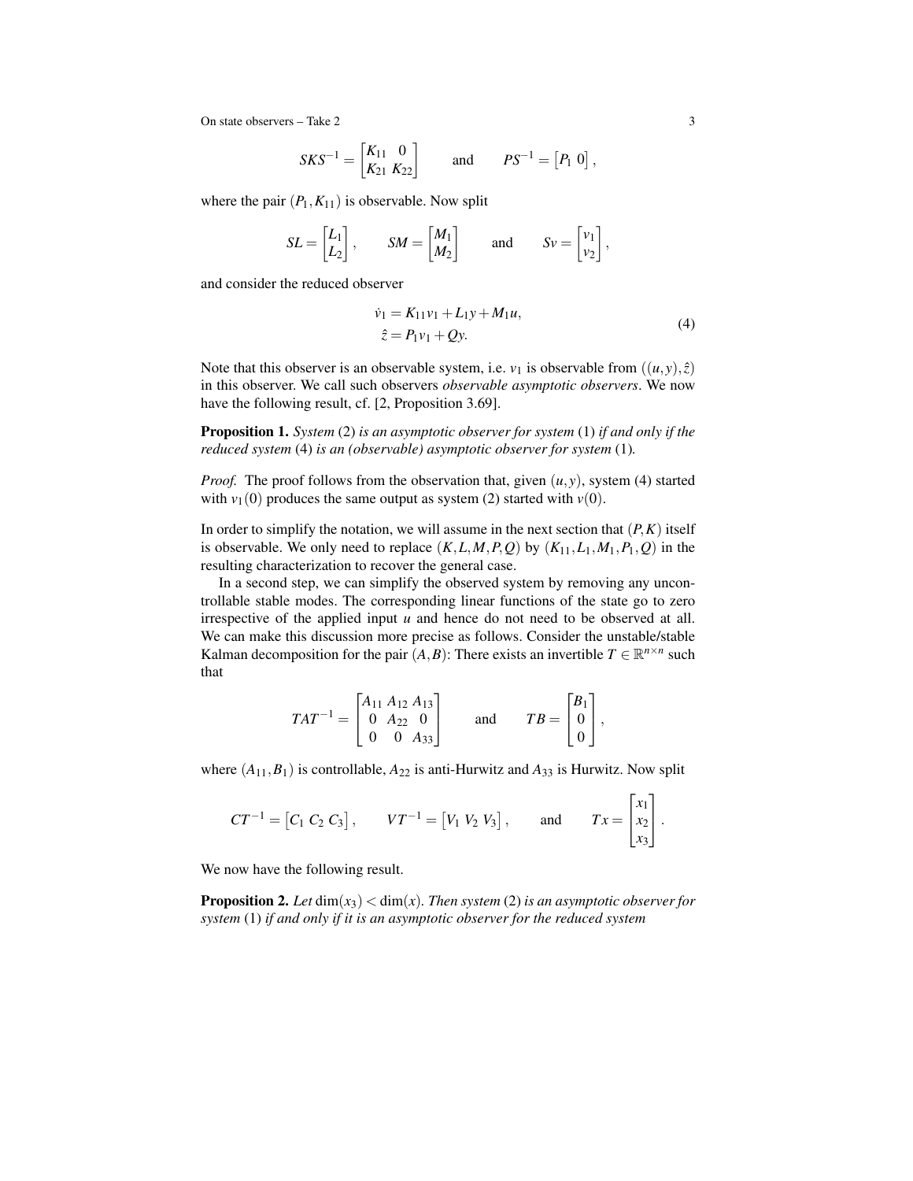$$SKS^{-1} = \begin{bmatrix} K_{11} & 0 \\ K_{21} & K_{22} \end{bmatrix} \qquad \text{and} \qquad PS^{-1} = \begin{bmatrix} P_1 & 0 \end{bmatrix},$$

where the pair $(P_1, K_{11})$ is observable. Now split

$$SL = \begin{bmatrix} L_1 \\ L_2 \end{bmatrix}, \qquad SM = \begin{bmatrix} M_1 \\ M_2 \end{bmatrix} \qquad \text{and} \qquad Sv = \begin{bmatrix} v_1 \\ v_2 \end{bmatrix},$$

and consider the reduced observer

$$\begin{aligned} \dot{v}_1 &= K_{11} v_1 + L_1 y + M_1 u, \\ \hat{z} &= P_1 v_1 + Q y. \end{aligned} \tag{4}$$

Note that this observer is an observable system, i.e. $v_1$ is observable from $((u,y),\hat{z})$ in this observer. We call such observers *observable asymptotic observers*. We now have the following result, cf. [2, Proposition 3.69].

**Proposition 1.** *System* (2) *is an asymptotic observer for system* (1) *if and only if the reduced system* (4) *is an (observable) asymptotic observer for system* (1)*.*

*Proof.* The proof follows from the observation that, given $(u,y)$, system (4) started with $v_1(0)$ produces the same output as system (2) started with $v(0)$.

In order to simplify the notation, we will assume in the next section that $(P,K)$ itself is observable. We only need to replace $(K,L,M,P,Q)$ by $(K_{11},L_1,M_1,P_1,Q)$ in the resulting characterization to recover the general case.

In a second step, we can simplify the observed system by removing any uncontrollable stable modes. The corresponding linear functions of the state go to zero irrespective of the applied input $u$ and hence do not need to be observed at all. We can make this discussion more precise as follows. Consider the unstable/stable Kalman decomposition for the pair $(A,B)$: There exists an invertible $T \in \mathbb{R}^{n \times n}$ such that

$$TAT^{-1} = \begin{bmatrix} A_{11} & A_{12} & A_{13} \\ 0 & A_{22} & 0 \\ 0 & 0 & A_{33} \end{bmatrix} \qquad \text{and} \qquad TB = \begin{bmatrix} B_1 \\ 0 \\ 0 \end{bmatrix},$$

where $(A_{11}, B_1)$ is controllable, $A_{22}$ is anti-Hurwitz and $A_{33}$ is Hurwitz. Now split

$$CT^{-1} = \begin{bmatrix} C_1 & C_2 & C_3 \end{bmatrix}, \qquad VT^{-1} = \begin{bmatrix} V_1 & V_2 & V_3 \end{bmatrix}, \qquad \text{and} \qquad Tx = \begin{bmatrix} x_1 \\ x_2 \\ x_3 \end{bmatrix}.$$

We now have the following result.

**Proposition 2.** *Let* $\dim(x_3) < \dim(x)$*. Then system* (2) *is an asymptotic observer for system* (1) *if and only if it is an asymptotic observer for the reduced system*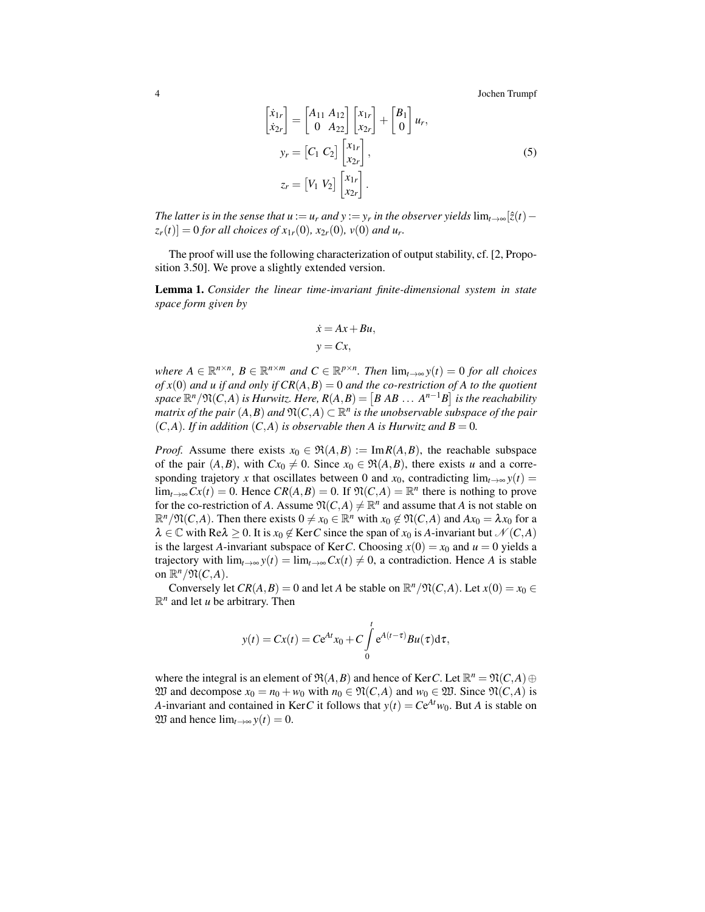$$
\begin{aligned}
\begin{bmatrix} \dot{x}_{1r} \\ \dot{x}_{2r} \end{bmatrix} &= \begin{bmatrix} A_{11} & A_{12} \\ 0 & A_{22} \end{bmatrix} \begin{bmatrix} x_{1r} \\ x_{2r} \end{bmatrix} + \begin{bmatrix} B_1 \\ 0 \end{bmatrix} u_r, \\
y_r &= \begin{bmatrix} C_1 & C_2 \end{bmatrix} \begin{bmatrix} x_{1r} \\ x_{2r} \end{bmatrix}, \\
z_r &= \begin{bmatrix} V_1 & V_2 \end{bmatrix} \begin{bmatrix} x_{1r} \\ x_{2r} \end{bmatrix}.
\end{aligned}
\tag{5}
$$

*The latter is in the sense that $u := u_r$ and $y := y_r$ in the observer yields $\lim_{t\to\infty}[\hat{z}(t) - z_r(t)] = 0$ for all choices of $x_{1r}(0)$, $x_{2r}(0)$, $v(0)$ and $u_r$.*

The proof will use the following characterization of output stability, cf. [2, Proposition 3.50]. We prove a slightly extended version.

**Lemma 1.** *Consider the linear time-invariant finite-dimensional system in state space form given by*

$$
\begin{aligned}
\dot{x} &= Ax + Bu, \\
y &= Cx,
\end{aligned}
$$

*where $A \in \mathbb{R}^{n\times n}$, $B \in \mathbb{R}^{n\times m}$ and $C \in \mathbb{R}^{p\times n}$. Then $\lim_{t\to\infty} y(t) = 0$ for all choices of $x(0)$ and $u$ if and only if $CR(A,B) = 0$ and the co-restriction of $A$ to the quotient space $\mathbb{R}^n/\mathfrak{N}(C,A)$ is Hurwitz. Here, $R(A,B) = \begin{bmatrix} B & AB & \dots & A^{n-1}B \end{bmatrix}$ is the reachability matrix of the pair $(A,B)$ and $\mathfrak{N}(C,A) \subset \mathbb{R}^n$ is the unobservable subspace of the pair $(C,A)$. If in addition $(C,A)$ is observable then $A$ is Hurwitz and $B = 0$.*

*Proof.* Assume there exists $x_0 \in \mathfrak{R}(A,B) := \operatorname{Im} R(A,B)$, the reachable subspace of the pair $(A,B)$, with $Cx_0 \neq 0$. Since $x_0 \in \mathfrak{R}(A,B)$, there exists $u$ and a corresponding trajetory $x$ that oscillates between 0 and $x_0$, contradicting $\lim_{t\to\infty} y(t) = \lim_{t\to\infty} Cx(t) = 0$. Hence $CR(A,B) = 0$. If $\mathfrak{N}(C,A) = \mathbb{R}^n$ there is nothing to prove for the co-restriction of $A$. Assume $\mathfrak{N}(C,A) \neq \mathbb{R}^n$ and assume that $A$ is not stable on $\mathbb{R}^n/\mathfrak{N}(C,A)$. Then there exists $0 \neq x_0 \in \mathbb{R}^n$ with $x_0 \notin \mathfrak{N}(C,A)$ and $Ax_0 = \lambda x_0$ for a $\lambda \in \mathbb{C}$ with $\operatorname{Re}\lambda \geq 0$. It is $x_0 \notin \operatorname{Ker} C$ since the span of $x_0$ is $A$-invariant but $\mathscr{N}(C,A)$ is the largest $A$-invariant subspace of $\operatorname{Ker} C$. Choosing $x(0) = x_0$ and $u = 0$ yields a trajectory with $\lim_{t\to\infty} y(t) = \lim_{t\to\infty} Cx(t) \neq 0$, a contradiction. Hence $A$ is stable on $\mathbb{R}^n/\mathfrak{N}(C,A)$.

Conversely let $CR(A,B) = 0$ and let $A$ be stable on $\mathbb{R}^n/\mathfrak{N}(C,A)$. Let $x(0) = x_0 \in \mathbb{R}^n$ and let $u$ be arbitrary. Then

$$
y(t) = Cx(t) = Ce^{At}x_0 + C\int_0^t e^{A(t-\tau)}Bu(\tau)\,\mathrm{d}\tau,
$$

where the integral is an element of $\mathfrak{R}(A,B)$ and hence of $\operatorname{Ker} C$. Let $\mathbb{R}^n = \mathfrak{N}(C,A) \oplus \mathfrak{W}$ and decompose $x_0 = n_0 + w_0$ with $n_0 \in \mathfrak{N}(C,A)$ and $w_0 \in \mathfrak{W}$. Since $\mathfrak{N}(C,A)$ is $A$-invariant and contained in $\operatorname{Ker} C$ it follows that $y(t) = Ce^{At}w_0$. But $A$ is stable on $\mathfrak{W}$ and hence $\lim_{t\to\infty} y(t) = 0$.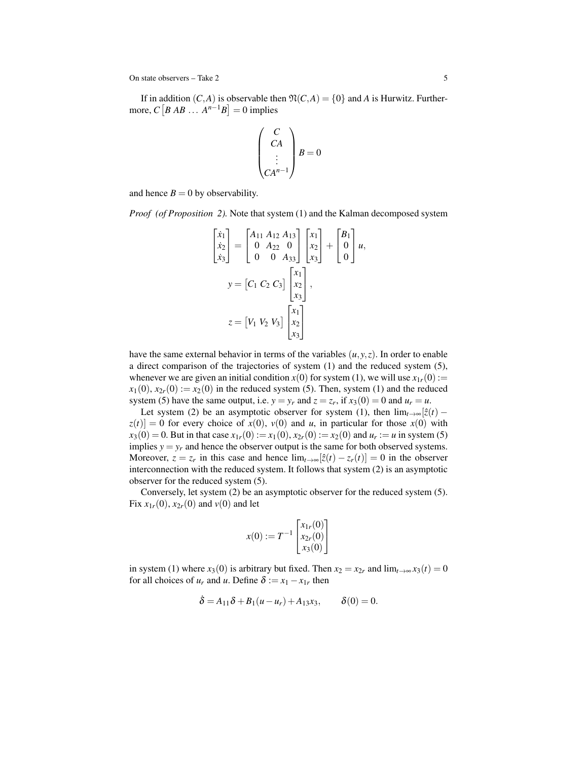If in addition $(C,A)$ is observable then $\mathfrak{N}(C,A) = \{0\}$ and $A$ is Hurwitz. Furthermore, $C\begin{bmatrix} B \; AB \; \dots \; A^{n-1}B \end{bmatrix} = 0$ implies

$$\begin{pmatrix} C \\ CA \\ \vdots \\ CA^{n-1} \end{pmatrix} B = 0$$

and hence $B = 0$ by observability.

*Proof (of Proposition 2).* Note that system (1) and the Kalman decomposed system

$$\begin{bmatrix} \dot{x}_1 \\ \dot{x}_2 \\ \dot{x}_3 \end{bmatrix} = \begin{bmatrix} A_{11} & A_{12} & A_{13} \\ 0 & A_{22} & 0 \\ 0 & 0 & A_{33} \end{bmatrix} \begin{bmatrix} x_1 \\ x_2 \\ x_3 \end{bmatrix} + \begin{bmatrix} B_1 \\ 0 \\ 0 \end{bmatrix} u,$$

$$y = \begin{bmatrix} C_1 \; C_2 \; C_3 \end{bmatrix} \begin{bmatrix} x_1 \\ x_2 \\ x_3 \end{bmatrix},$$

$$z = \begin{bmatrix} V_1 \; V_2 \; V_3 \end{bmatrix} \begin{bmatrix} x_1 \\ x_2 \\ x_3 \end{bmatrix}$$

have the same external behavior in terms of the variables $(u, y, z)$. In order to enable a direct comparison of the trajectories of system (1) and the reduced system (5), whenever we are given an initial condition $x(0)$ for system (1), we will use $x_{1r}(0) := x_1(0)$, $x_{2r}(0) := x_2(0)$ in the reduced system (5). Then, system (1) and the reduced system (5) have the same output, i.e. $y = y_r$ and $z = z_r$, if $x_3(0) = 0$ and $u_r = u$.

Let system (2) be an asymptotic observer for system (1), then $\lim_{t\to\infty}[\hat{z}(t) - z(t)] = 0$ for every choice of $x(0)$, $v(0)$ and $u$, in particular for those $x(0)$ with $x_3(0) = 0$. But in that case $x_{1r}(0) := x_1(0)$, $x_{2r}(0) := x_2(0)$ and $u_r := u$ in system (5) implies $y = y_r$ and hence the observer output is the same for both observed systems. Moreover, $z = z_r$ in this case and hence $\lim_{t\to\infty}[\hat{z}(t) - z_r(t)] = 0$ in the observer interconnection with the reduced system. It follows that system (2) is an asymptotic observer for the reduced system (5).

Conversely, let system (2) be an asymptotic observer for the reduced system (5). Fix $x_{1r}(0)$, $x_{2r}(0)$ and $v(0)$ and let

$$x(0) := T^{-1} \begin{bmatrix} x_{1r}(0) \\ x_{2r}(0) \\ x_3(0) \end{bmatrix}$$

in system (1) where $x_3(0)$ is arbitrary but fixed. Then $x_2 = x_{2r}$ and $\lim_{t\to\infty} x_3(t) = 0$ for all choices of $u_r$ and $u$. Define $\delta := x_1 - x_{1r}$ then

$$\dot{\delta} = A_{11}\delta + B_1(u - u_r) + A_{13}x_3, \qquad \delta(0) = 0.$$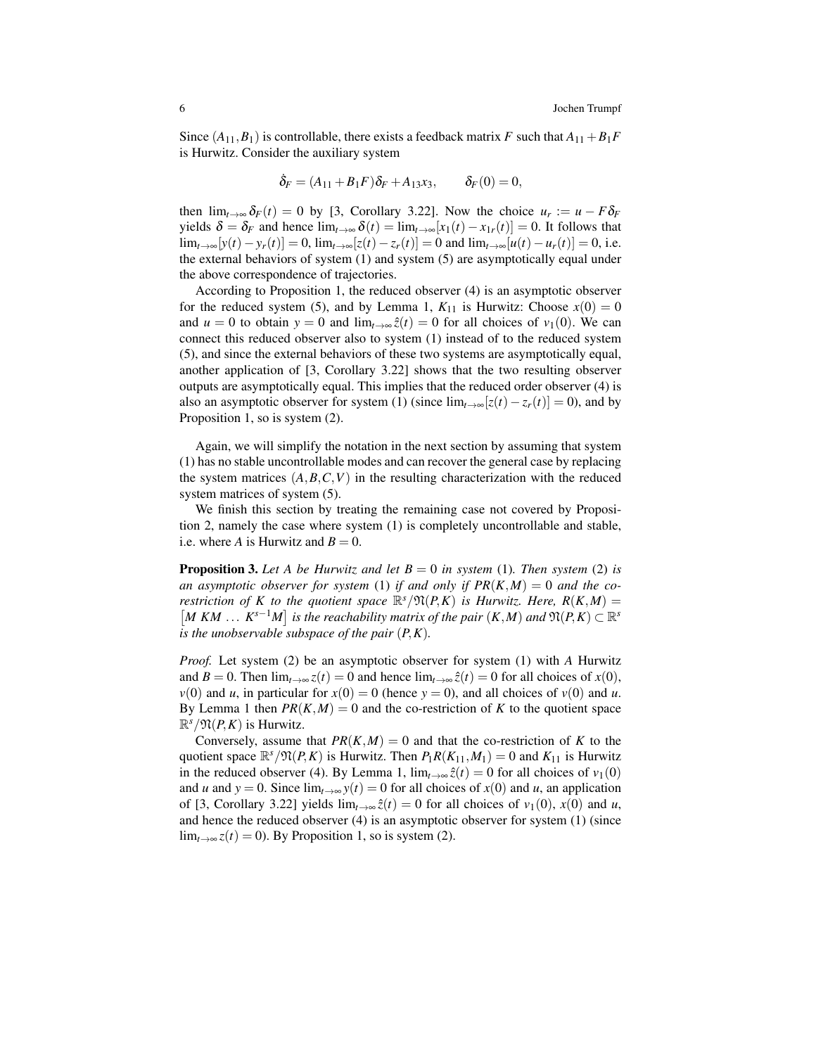Since $(A_{11}, B_1)$ is controllable, there exists a feedback matrix $F$ such that $A_{11} + B_1 F$ is Hurwitz. Consider the auxiliary system

$$\dot{\delta}_F = (A_{11} + B_1 F)\delta_F + A_{13} x_3, \qquad \delta_F(0) = 0,$$

then $\lim_{t\to\infty} \delta_F(t) = 0$ by [3, Corollary 3.22]. Now the choice $u_r := u - F\delta_F$ yields $\delta = \delta_F$ and hence $\lim_{t\to\infty} \delta(t) = \lim_{t\to\infty} [x_1(t) - x_{1r}(t)] = 0$. It follows that $\lim_{t\to\infty}[y(t) - y_r(t)] = 0$, $\lim_{t\to\infty}[z(t) - z_r(t)] = 0$ and $\lim_{t\to\infty}[u(t) - u_r(t)] = 0$, i.e. the external behaviors of system (1) and system (5) are asymptotically equal under the above correspondence of trajectories.

According to Proposition 1, the reduced observer (4) is an asymptotic observer for the reduced system (5), and by Lemma 1, $K_{11}$ is Hurwitz: Choose $x(0) = 0$ and $u = 0$ to obtain $y = 0$ and $\lim_{t\to\infty} \hat{z}(t) = 0$ for all choices of $v_1(0)$. We can connect this reduced observer also to system (1) instead of to the reduced system (5), and since the external behaviors of these two systems are asymptotically equal, another application of [3, Corollary 3.22] shows that the two resulting observer outputs are asymptotically equal. This implies that the reduced order observer (4) is also an asymptotic observer for system (1) (since $\lim_{t\to\infty}[z(t) - z_r(t)] = 0$), and by Proposition 1, so is system (2).

Again, we will simplify the notation in the next section by assuming that system (1) has no stable uncontrollable modes and can recover the general case by replacing the system matrices $(A, B, C, V)$ in the resulting characterization with the reduced system matrices of system (5).

We finish this section by treating the remaining case not covered by Proposition 2, namely the case where system (1) is completely uncontrollable and stable, i.e. where $A$ is Hurwitz and $B = 0$.

**Proposition 3.** *Let $A$ be Hurwitz and let $B = 0$ in system* (1)*. Then system* (2) *is an asymptotic observer for system* (1) *if and only if $PR(K, M) = 0$ and the co-restriction of $K$ to the quotient space $\mathbb{R}^s/\mathfrak{N}(P, K)$ is Hurwitz. Here, $R(K, M) = \begin{bmatrix} M & KM & \dots & K^{s-1}M \end{bmatrix}$ is the reachability matrix of the pair $(K, M)$ and $\mathfrak{N}(P, K) \subset \mathbb{R}^s$ is the unobservable subspace of the pair $(P, K)$.*

*Proof.* Let system (2) be an asymptotic observer for system (1) with $A$ Hurwitz and $B = 0$. Then $\lim_{t\to\infty} z(t) = 0$ and hence $\lim_{t\to\infty} \hat{z}(t) = 0$ for all choices of $x(0)$, $v(0)$ and $u$, in particular for $x(0) = 0$ (hence $y = 0$), and all choices of $v(0)$ and $u$. By Lemma 1 then $PR(K, M) = 0$ and the co-restriction of $K$ to the quotient space $\mathbb{R}^s/\mathfrak{N}(P, K)$ is Hurwitz.

Conversely, assume that $PR(K, M) = 0$ and that the co-restriction of $K$ to the quotient space $\mathbb{R}^s/\mathfrak{N}(P, K)$ is Hurwitz. Then $P_1 R(K_{11}, M_1) = 0$ and $K_{11}$ is Hurwitz in the reduced observer (4). By Lemma 1, $\lim_{t\to\infty} \hat{z}(t) = 0$ for all choices of $v_1(0)$ and $u$ and $y = 0$. Since $\lim_{t\to\infty} y(t) = 0$ for all choices of $x(0)$ and $u$, an application of [3, Corollary 3.22] yields $\lim_{t\to\infty} \hat{z}(t) = 0$ for all choices of $v_1(0)$, $x(0)$ and $u$, and hence the reduced observer (4) is an asymptotic observer for system (1) (since $\lim_{t\to\infty} z(t) = 0$). By Proposition 1, so is system (2).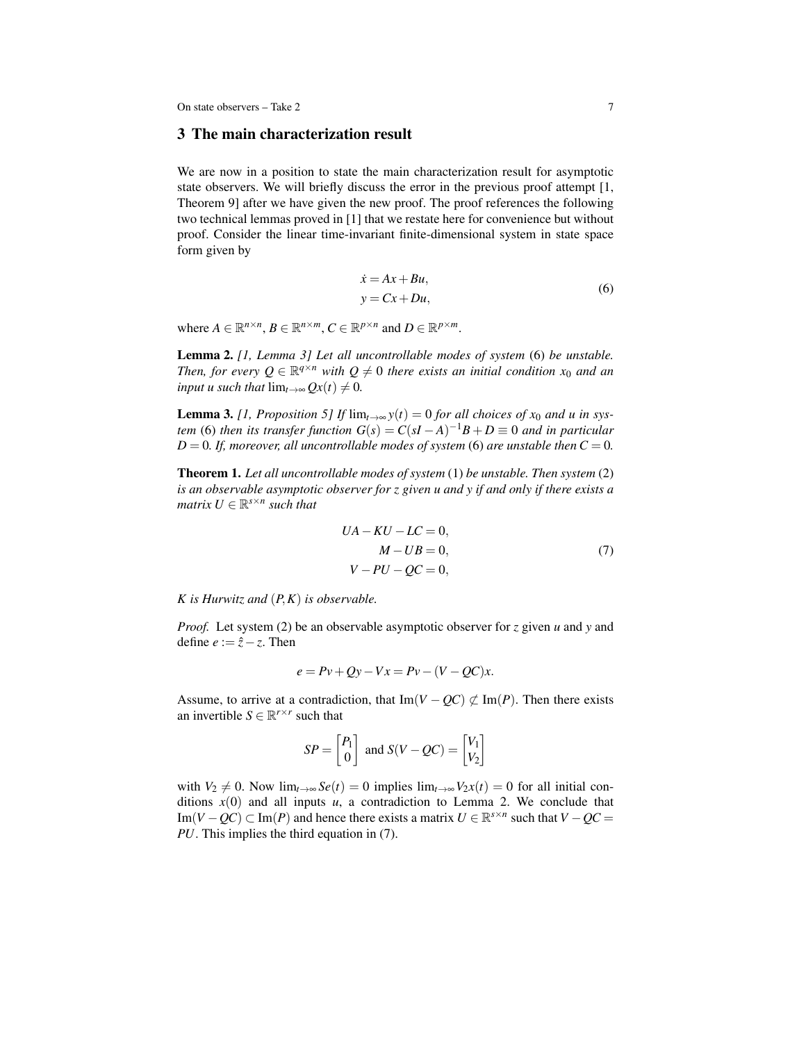## 3 The main characterization result

We are now in a position to state the main characterization result for asymptotic state observers. We will briefly discuss the error in the previous proof attempt [1, Theorem 9] after we have given the new proof. The proof references the following two technical lemmas proved in [1] that we restate here for convenience but without proof. Consider the linear time-invariant finite-dimensional system in state space form given by

$$
\begin{aligned}
\dot{x} &= Ax + Bu, \\
y &= Cx + Du,
\end{aligned}
\tag{6}
$$

where $A \in \mathbb{R}^{n\times n}$, $B \in \mathbb{R}^{n\times m}$, $C \in \mathbb{R}^{p\times n}$ and $D \in \mathbb{R}^{p\times m}$.

**Lemma 2.** *[1, Lemma 3] Let all uncontrollable modes of system* (6) *be unstable. Then, for every $Q \in \mathbb{R}^{q\times n}$ with $Q \neq 0$ there exists an initial condition $x_0$ and an input $u$ such that $\lim_{t\to\infty} Qx(t) \neq 0$.*

**Lemma 3.** *[1, Proposition 5] If $\lim_{t\to\infty} y(t) = 0$ for all choices of $x_0$ and $u$ in system* (6) *then its transfer function $G(s) = C(sI - A)^{-1}B + D \equiv 0$ and in particular $D = 0$. If, moreover, all uncontrollable modes of system* (6) *are unstable then $C = 0$.*

**Theorem 1.** *Let all uncontrollable modes of system* (1) *be unstable. Then system* (2) *is an observable asymptotic observer for $z$ given $u$ and $y$ if and only if there exists a matrix $U \in \mathbb{R}^{s\times n}$ such that*

$$
\begin{aligned}
UA - KU - LC &= 0, \\
M - UB &= 0, \\
V - PU - QC &= 0,
\end{aligned}
\tag{7}
$$

*$K$ is Hurwitz and $(P,K)$ is observable.*

*Proof.* Let system (2) be an observable asymptotic observer for $z$ given $u$ and $y$ and define $e := \hat{z} - z$. Then

$$
e = Pv + Qy - Vx = Pv - (V - QC)x.
$$

Assume, to arrive at a contradiction, that $\mathrm{Im}(V - QC) \not\subset \mathrm{Im}(P)$. Then there exists an invertible $S \in \mathbb{R}^{r\times r}$ such that

$$
SP = \begin{bmatrix} P_1 \\ 0 \end{bmatrix} \text{ and } S(V - QC) = \begin{bmatrix} V_1 \\ V_2 \end{bmatrix}
$$

with $V_2 \neq 0$. Now $\lim_{t\to\infty} Se(t) = 0$ implies $\lim_{t\to\infty} V_2 x(t) = 0$ for all initial conditions $x(0)$ and all inputs $u$, a contradiction to Lemma 2. We conclude that $\mathrm{Im}(V - QC) \subset \mathrm{Im}(P)$ and hence there exists a matrix $U \in \mathbb{R}^{s\times n}$ such that $V - QC = PU$. This implies the third equation in (7).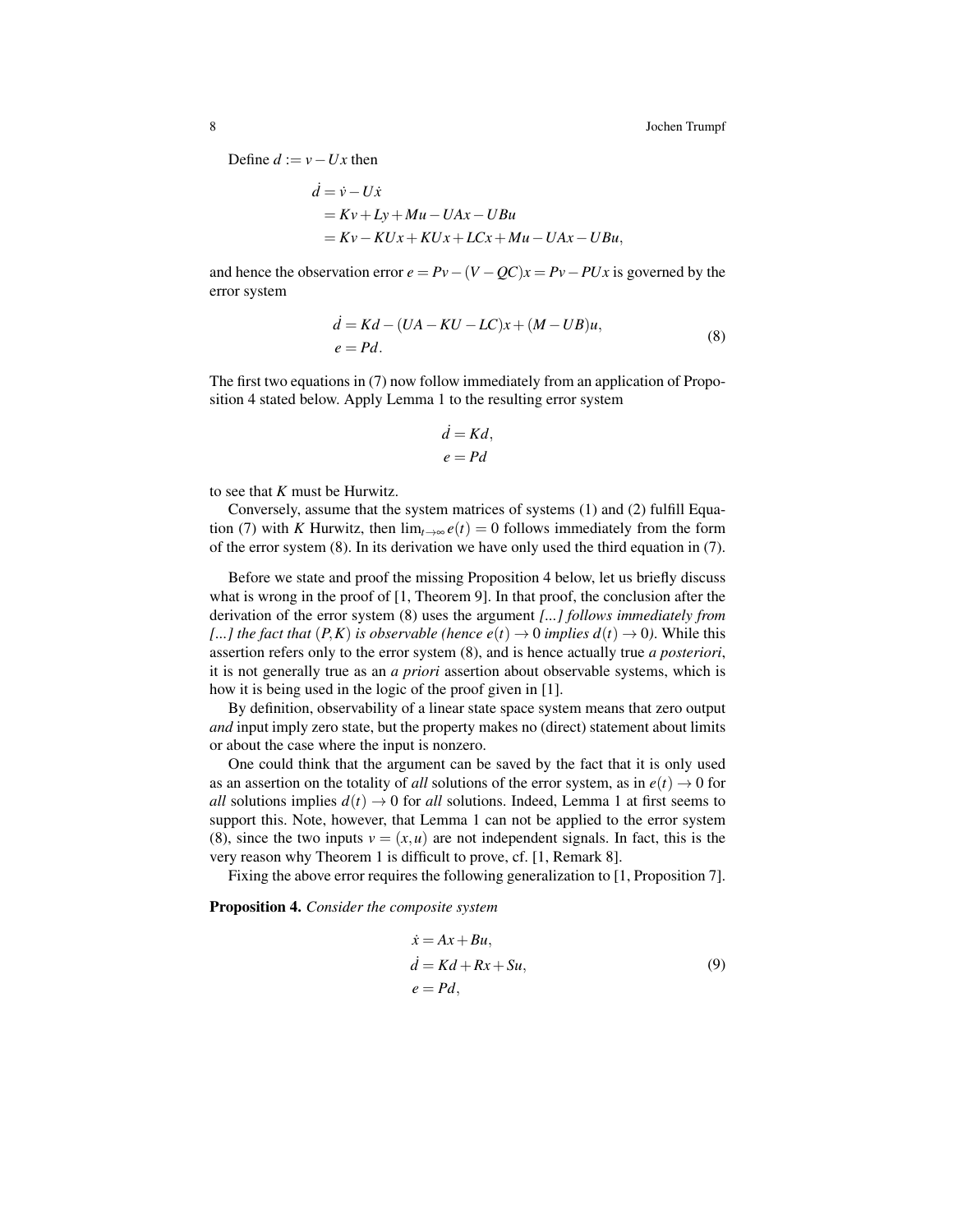Define $d := v - Ux$ then

$$
\begin{aligned}
\dot{d} &= \dot{v} - U\dot{x} \\
&= Kv + Ly + Mu - UAx - UBu \\
&= Kv - KUx + KUx + LCx + Mu - UAx - UBu,
\end{aligned}
$$

and hence the observation error $e = Pv - (V - QC)x = Pv - PUx$ is governed by the error system

$$
\begin{aligned}
\dot{d} &= Kd - (UA - KU - LC)x + (M - UB)u, \\
e &= Pd.
\end{aligned} \tag{8}
$$

The first two equations in (7) now follow immediately from an application of Proposition 4 stated below. Apply Lemma 1 to the resulting error system

$$
\begin{aligned}
\dot{d} &= Kd, \\
e &= Pd
\end{aligned}
$$

to see that $K$ must be Hurwitz.

Conversely, assume that the system matrices of systems (1) and (2) fulfill Equation (7) with $K$ Hurwitz, then $\lim_{t\to\infty} e(t) = 0$ follows immediately from the form of the error system (8). In its derivation we have only used the third equation in (7).

Before we state and proof the missing Proposition 4 below, let us briefly discuss what is wrong in the proof of [1, Theorem 9]. In that proof, the conclusion after the derivation of the error system (8) uses the argument *[...] follows immediately from [...] the fact that* $(P,K)$ *is observable (hence* $e(t) \to 0$ *implies* $d(t) \to 0$*)*. While this assertion refers only to the error system (8), and is hence actually true *a posteriori*, it is not generally true as an *a priori* assertion about observable systems, which is how it is being used in the logic of the proof given in [1].

By definition, observability of a linear state space system means that zero output *and* input imply zero state, but the property makes no (direct) statement about limits or about the case where the input is nonzero.

One could think that the argument can be saved by the fact that it is only used as an assertion on the totality of *all* solutions of the error system, as in $e(t) \to 0$ for *all* solutions implies $d(t) \to 0$ for *all* solutions. Indeed, Lemma 1 at first seems to support this. Note, however, that Lemma 1 can not be applied to the error system (8), since the two inputs $v = (x,u)$ are not independent signals. In fact, this is the very reason why Theorem 1 is difficult to prove, cf. [1, Remark 8].

Fixing the above error requires the following generalization to [1, Proposition 7].

**Proposition 4.** *Consider the composite system*

$$
\begin{aligned}
\dot{x} &= Ax + Bu, \\
\dot{d} &= Kd + Rx + Su, \\
e &= Pd,
\end{aligned} \tag{9}
$$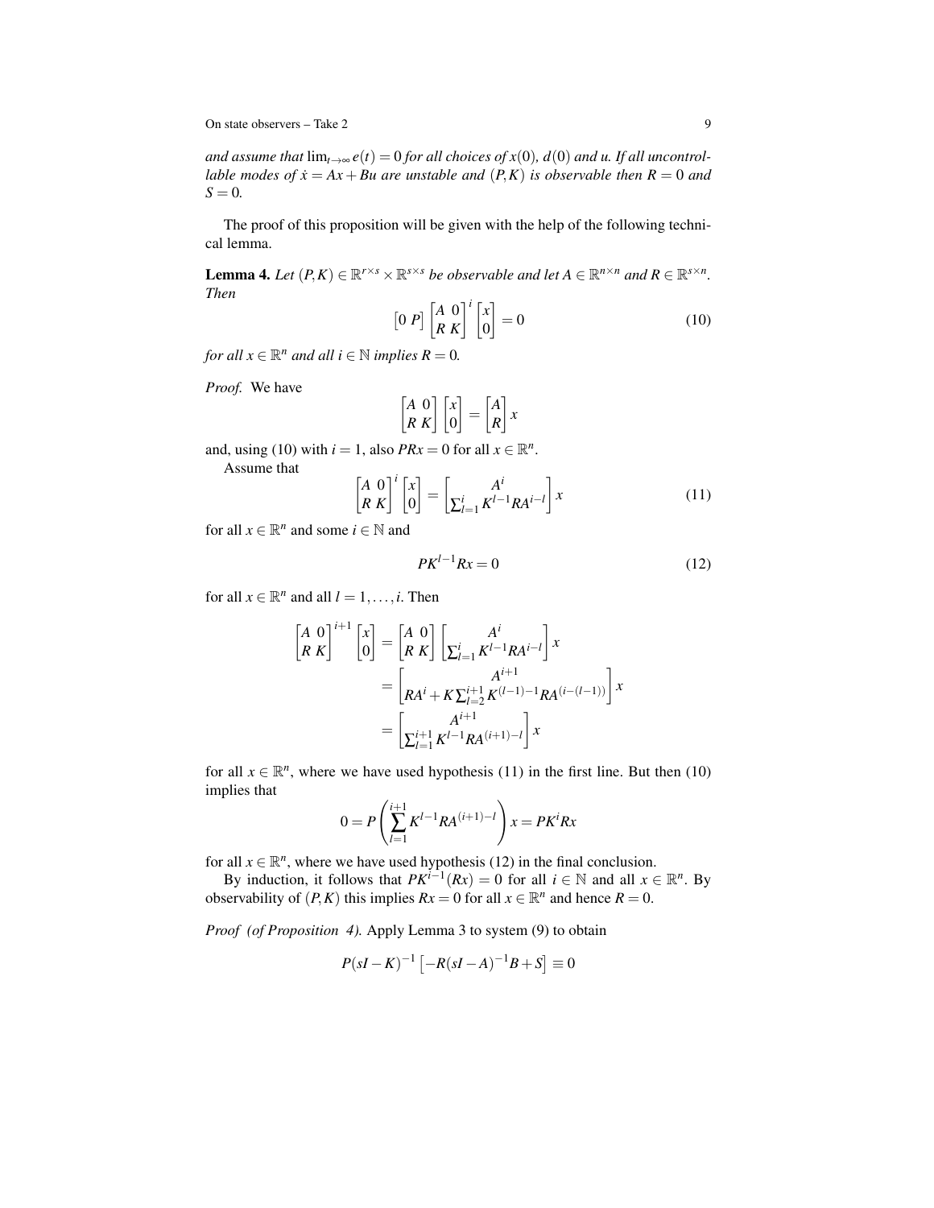*and assume that* $\lim_{t\to\infty} e(t) = 0$ *for all choices of* $x(0)$*,* $d(0)$ *and* $u$*. If all uncontrollable modes of* $\dot{x} = Ax + Bu$ *are unstable and* $(P,K)$ *is observable then* $R = 0$ *and* $S = 0$*.*

The proof of this proposition will be given with the help of the following technical lemma.

**Lemma 4.** *Let* $(P,K) \in \mathbb{R}^{r\times s} \times \mathbb{R}^{s\times s}$ *be observable and let* $A \in \mathbb{R}^{n\times n}$ *and* $R \in \mathbb{R}^{s\times n}$*. Then*

$$\begin{bmatrix} 0 & P \end{bmatrix} \begin{bmatrix} A & 0 \\ R & K \end{bmatrix}^i \begin{bmatrix} x \\ 0 \end{bmatrix} = 0 \tag{10}$$

*for all* $x \in \mathbb{R}^n$ *and all* $i \in \mathbb{N}$ *implies* $R = 0$*.*

*Proof.* We have

$$\begin{bmatrix} A & 0 \\ R & K \end{bmatrix} \begin{bmatrix} x \\ 0 \end{bmatrix} = \begin{bmatrix} A \\ R \end{bmatrix} x$$

and, using (10) with $i = 1$, also $PRx = 0$ for all $x \in \mathbb{R}^n$.

Assume that

$$\begin{bmatrix} A & 0 \\ R & K \end{bmatrix}^i \begin{bmatrix} x \\ 0 \end{bmatrix} = \begin{bmatrix} A^i \\ \sum_{l=1}^{i} K^{l-1} R A^{i-l} \end{bmatrix} x \tag{11}$$

for all $x \in \mathbb{R}^n$ and some $i \in \mathbb{N}$ and

$$PK^{l-1}Rx = 0 \tag{12}$$

for all $x \in \mathbb{R}^n$ and all $l = 1, \ldots, i$. Then

$$\begin{aligned}
\begin{bmatrix} A & 0 \\ R & K \end{bmatrix}^{i+1} \begin{bmatrix} x \\ 0 \end{bmatrix} &= \begin{bmatrix} A & 0 \\ R & K \end{bmatrix} \begin{bmatrix} A^i \\ \sum_{l=1}^{i} K^{l-1} R A^{i-l} \end{bmatrix} x \\
&= \begin{bmatrix} A^{i+1} \\ RA^i + K \sum_{l=2}^{i+1} K^{(l-1)-1} R A^{(i-(l-1))} \end{bmatrix} x \\
&= \begin{bmatrix} A^{i+1} \\ \sum_{l=1}^{i+1} K^{l-1} R A^{(i+1)-l} \end{bmatrix} x
\end{aligned}$$

for all $x \in \mathbb{R}^n$, where we have used hypothesis (11) in the first line. But then (10) implies that

$$0 = P \left( \sum_{l=1}^{i+1} K^{l-1} R A^{(i+1)-l} \right) x = PK^i Rx$$

for all $x \in \mathbb{R}^n$, where we have used hypothesis (12) in the final conclusion.

By induction, it follows that $PK^{i-1}(Rx) = 0$ for all $i \in \mathbb{N}$ and all $x \in \mathbb{R}^n$. By observability of $(P,K)$ this implies $Rx = 0$ for all $x \in \mathbb{R}^n$ and hence $R = 0$.

*Proof (of Proposition 4).* Apply Lemma 3 to system (9) to obtain

$$P(sI - K)^{-1} \left[ -R(sI - A)^{-1} B + S \right] \equiv 0$$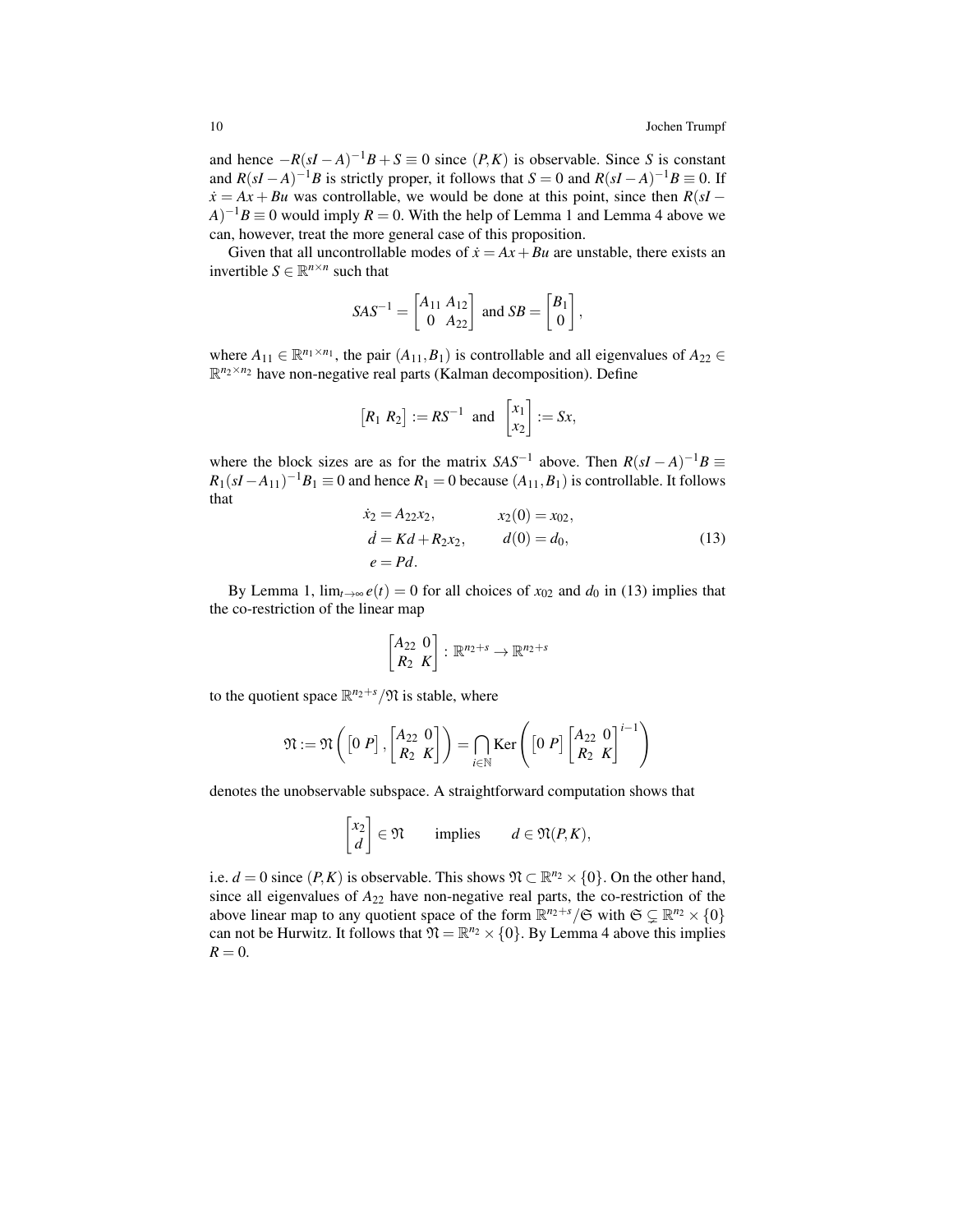and hence $-R(sI-A)^{-1}B+S \equiv 0$ since $(P,K)$ is observable. Since $S$ is constant and $R(sI-A)^{-1}B$ is strictly proper, it follows that $S=0$ and $R(sI-A)^{-1}B \equiv 0$. If $\dot{x} = Ax+Bu$ was controllable, we would be done at this point, since then $R(sI-A)^{-1}B \equiv 0$ would imply $R=0$. With the help of Lemma 1 and Lemma 4 above we can, however, treat the more general case of this proposition.

Given that all uncontrollable modes of $\dot{x} = Ax+Bu$ are unstable, there exists an invertible $S \in \mathbb{R}^{n\times n}$ such that

$$SAS^{-1} = \begin{bmatrix} A_{11} & A_{12} \\ 0 & A_{22} \end{bmatrix} \text{ and } SB = \begin{bmatrix} B_1 \\ 0 \end{bmatrix},$$

where $A_{11} \in \mathbb{R}^{n_1\times n_1}$, the pair $(A_{11}, B_1)$ is controllable and all eigenvalues of $A_{22} \in \mathbb{R}^{n_2\times n_2}$ have non-negative real parts (Kalman decomposition). Define

$$\begin{bmatrix} R_1 & R_2 \end{bmatrix} := RS^{-1} \quad \text{and} \quad \begin{bmatrix} x_1 \\ x_2 \end{bmatrix} := Sx,$$

where the block sizes are as for the matrix $SAS^{-1}$ above. Then $R(sI-A)^{-1}B \equiv R_1(sI-A_{11})^{-1}B_1 \equiv 0$ and hence $R_1 = 0$ because $(A_{11}, B_1)$ is controllable. It follows that

$$\begin{aligned} \dot{x}_2 &= A_{22}x_2, & x_2(0) &= x_{02}, \\ \dot{d} &= Kd + R_2 x_2, & d(0) &= d_0, \\ e &= Pd. \end{aligned} \tag{13}$$

By Lemma 1, $\lim_{t\to\infty} e(t) = 0$ for all choices of $x_{02}$ and $d_0$ in (13) implies that the co-restriction of the linear map

$$\begin{bmatrix} A_{22} & 0 \\ R_2 & K \end{bmatrix} : \mathbb{R}^{n_2+s} \to \mathbb{R}^{n_2+s}$$

to the quotient space $\mathbb{R}^{n_2+s}/\mathfrak{N}$ is stable, where

$$\mathfrak{N} := \mathfrak{N}\left( \begin{bmatrix} 0 & P \end{bmatrix}, \begin{bmatrix} A_{22} & 0 \\ R_2 & K \end{bmatrix} \right) = \bigcap_{i\in\mathbb{N}} \operatorname{Ker}\left( \begin{bmatrix} 0 & P \end{bmatrix} \begin{bmatrix} A_{22} & 0 \\ R_2 & K \end{bmatrix}^{i-1} \right)$$

denotes the unobservable subspace. A straightforward computation shows that

$$\begin{bmatrix} x_2 \\ d \end{bmatrix} \in \mathfrak{N} \qquad \text{implies} \qquad d \in \mathfrak{N}(P,K),$$

i.e. $d=0$ since $(P,K)$ is observable. This shows $\mathfrak{N} \subset \mathbb{R}^{n_2} \times \{0\}$. On the other hand, since all eigenvalues of $A_{22}$ have non-negative real parts, the co-restriction of the above linear map to any quotient space of the form $\mathbb{R}^{n_2+s}/\mathfrak{S}$ with $\mathfrak{S} \subsetneq \mathbb{R}^{n_2} \times \{0\}$ can not be Hurwitz. It follows that $\mathfrak{N} = \mathbb{R}^{n_2} \times \{0\}$. By Lemma 4 above this implies $R=0$.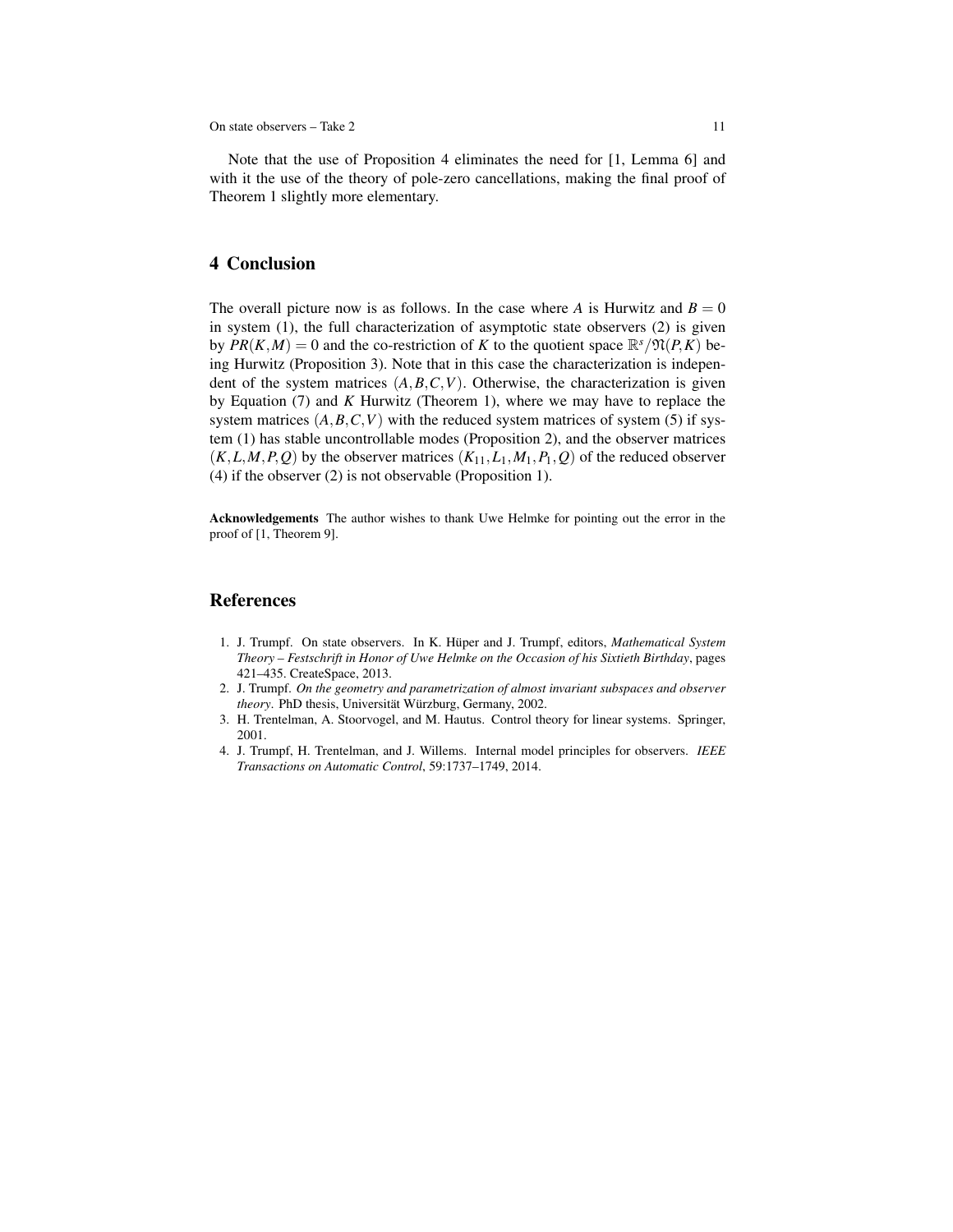Note that the use of Proposition 4 eliminates the need for [1, Lemma 6] and with it the use of the theory of pole-zero cancellations, making the final proof of Theorem 1 slightly more elementary.

## 4 Conclusion

The overall picture now is as follows. In the case where $A$ is Hurwitz and $B = 0$ in system (1), the full characterization of asymptotic state observers (2) is given by $PR(K,M) = 0$ and the co-restriction of $K$ to the quotient space $\mathbb{R}^s/\mathfrak{N}(P,K)$ being Hurwitz (Proposition 3). Note that in this case the characterization is independent of the system matrices $(A,B,C,V)$. Otherwise, the characterization is given by Equation (7) and $K$ Hurwitz (Theorem 1), where we may have to replace the system matrices $(A,B,C,V)$ with the reduced system matrices of system (5) if system (1) has stable uncontrollable modes (Proposition 2), and the observer matrices $(K,L,M,P,Q)$ by the observer matrices $(K_{11},L_1,M_1,P_1,Q)$ of the reduced observer (4) if the observer (2) is not observable (Proposition 1).

**Acknowledgements** The author wishes to thank Uwe Helmke for pointing out the error in the proof of [1, Theorem 9].

## References

1. J. Trumpf. On state observers. In K. Hüper and J. Trumpf, editors, *Mathematical System Theory – Festschrift in Honor of Uwe Helmke on the Occasion of his Sixtieth Birthday*, pages 421–435. CreateSpace, 2013.
2. J. Trumpf. *On the geometry and parametrization of almost invariant subspaces and observer theory*. PhD thesis, Universität Würzburg, Germany, 2002.
3. H. Trentelman, A. Stoorvogel, and M. Hautus. Control theory for linear systems. Springer, 2001.
4. J. Trumpf, H. Trentelman, and J. Willems. Internal model principles for observers. *IEEE Transactions on Automatic Control*, 59:1737–1749, 2014.